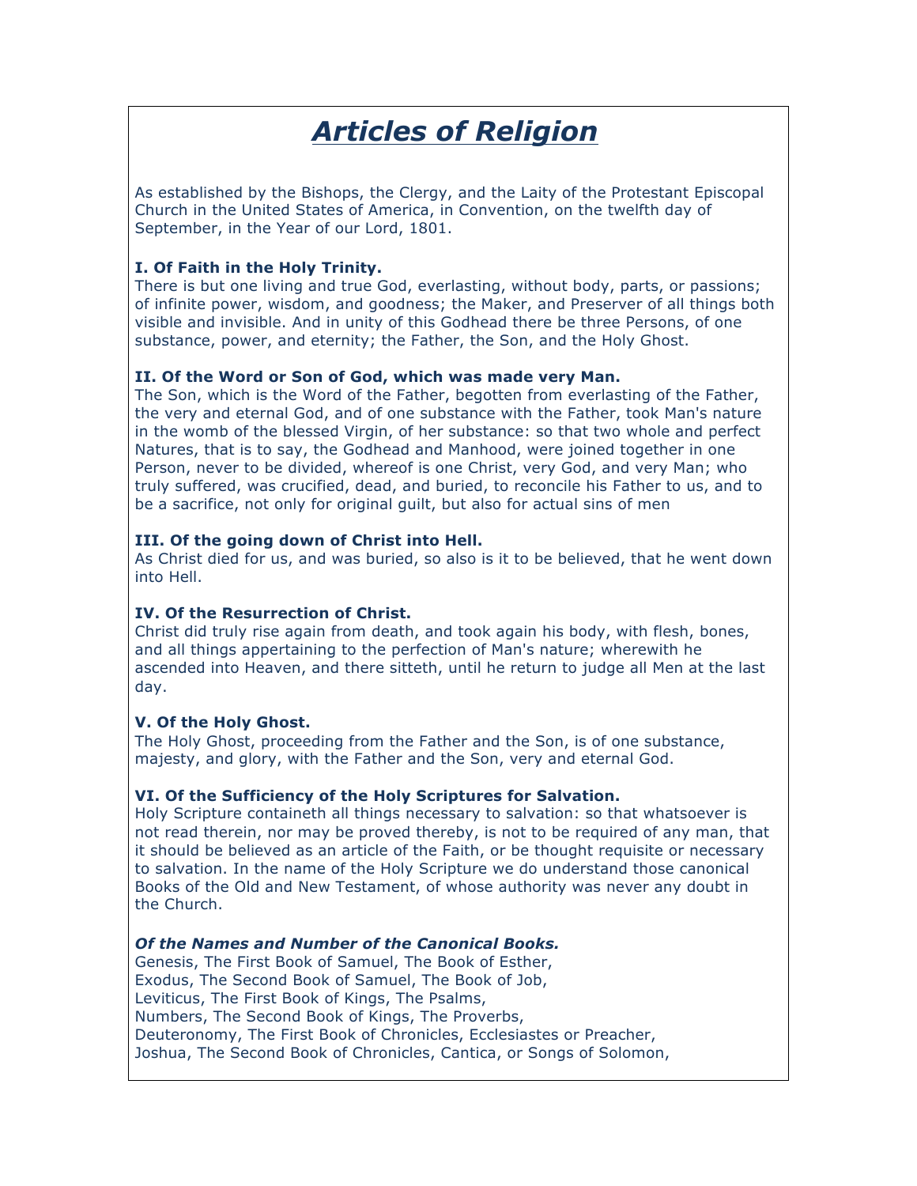# *Articles of Religion*

As established by the Bishops, the Clergy, and the Laity of the Protestant Episcopal Church in the United States of America, in Convention, on the twelfth day of September, in the Year of our Lord, 1801.

**I. Of Faith in the Holy Trinity.**
There is but one living and true God, everlasting, without body, parts, or passions; of infinite power, wisdom, and goodness; the Maker, and Preserver of all things both visible and invisible. And in unity of this Godhead there be three Persons, of one substance, power, and eternity; the Father, the Son, and the Holy Ghost.

**II. Of the Word or Son of God, which was made very Man.**
The Son, which is the Word of the Father, begotten from everlasting of the Father, the very and eternal God, and of one substance with the Father, took Man's nature in the womb of the blessed Virgin, of her substance: so that two whole and perfect Natures, that is to say, the Godhead and Manhood, were joined together in one Person, never to be divided, whereof is one Christ, very God, and very Man; who truly suffered, was crucified, dead, and buried, to reconcile his Father to us, and to be a sacrifice, not only for original guilt, but also for actual sins of men

**III. Of the going down of Christ into Hell.**
As Christ died for us, and was buried, so also is it to be believed, that he went down into Hell.

**IV. Of the Resurrection of Christ.**
Christ did truly rise again from death, and took again his body, with flesh, bones, and all things appertaining to the perfection of Man's nature; wherewith he ascended into Heaven, and there sitteth, until he return to judge all Men at the last day.

**V. Of the Holy Ghost.**
The Holy Ghost, proceeding from the Father and the Son, is of one substance, majesty, and glory, with the Father and the Son, very and eternal God.

**VI. Of the Sufficiency of the Holy Scriptures for Salvation.**
Holy Scripture containeth all things necessary to salvation: so that whatsoever is not read therein, nor may be proved thereby, is not to be required of any man, that it should be believed as an article of the Faith, or be thought requisite or necessary to salvation. In the name of the Holy Scripture we do understand those canonical Books of the Old and New Testament, of whose authority was never any doubt in the Church.

***Of the Names and Number of the Canonical Books.***
Genesis, The First Book of Samuel, The Book of Esther,
Exodus, The Second Book of Samuel, The Book of Job,
Leviticus, The First Book of Kings, The Psalms,
Numbers, The Second Book of Kings, The Proverbs,
Deuteronomy, The First Book of Chronicles, Ecclesiastes or Preacher,
Joshua, The Second Book of Chronicles, Cantica, or Songs of Solomon,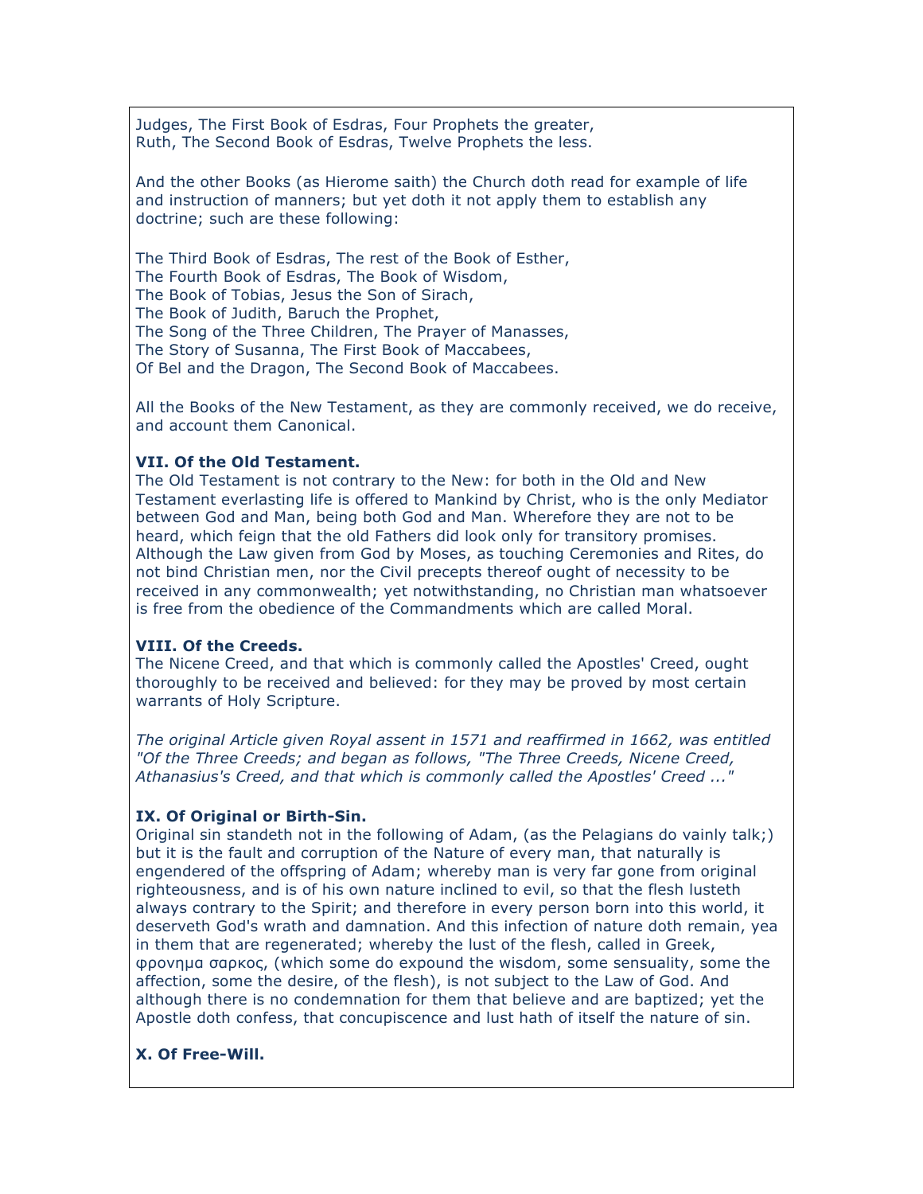Judges, The First Book of Esdras, Four Prophets the greater,
Ruth, The Second Book of Esdras, Twelve Prophets the less.

And the other Books (as Hierome saith) the Church doth read for example of life and instruction of manners; but yet doth it not apply them to establish any doctrine; such are these following:

The Third Book of Esdras, The rest of the Book of Esther,
The Fourth Book of Esdras, The Book of Wisdom,
The Book of Tobias, Jesus the Son of Sirach,
The Book of Judith, Baruch the Prophet,
The Song of the Three Children, The Prayer of Manasses,
The Story of Susanna, The First Book of Maccabees,
Of Bel and the Dragon, The Second Book of Maccabees.

All the Books of the New Testament, as they are commonly received, we do receive, and account them Canonical.

**VII. Of the Old Testament.**
The Old Testament is not contrary to the New: for both in the Old and New Testament everlasting life is offered to Mankind by Christ, who is the only Mediator between God and Man, being both God and Man. Wherefore they are not to be heard, which feign that the old Fathers did look only for transitory promises. Although the Law given from God by Moses, as touching Ceremonies and Rites, do not bind Christian men, nor the Civil precepts thereof ought of necessity to be received in any commonwealth; yet notwithstanding, no Christian man whatsoever is free from the obedience of the Commandments which are called Moral.

**VIII. Of the Creeds.**
The Nicene Creed, and that which is commonly called the Apostles' Creed, ought thoroughly to be received and believed: for they may be proved by most certain warrants of Holy Scripture.

*The original Article given Royal assent in 1571 and reaffirmed in 1662, was entitled "Of the Three Creeds; and began as follows, "The Three Creeds, Nicene Creed, Athanasius's Creed, and that which is commonly called the Apostles' Creed ..."*

**IX. Of Original or Birth-Sin.**
Original sin standeth not in the following of Adam, (as the Pelagians do vainly talk;) but it is the fault and corruption of the Nature of every man, that naturally is engendered of the offspring of Adam; whereby man is very far gone from original righteousness, and is of his own nature inclined to evil, so that the flesh lusteth always contrary to the Spirit; and therefore in every person born into this world, it deserveth God's wrath and damnation. And this infection of nature doth remain, yea in them that are regenerated; whereby the lust of the flesh, called in Greek, φρονημα σαρκος, (which some do expound the wisdom, some sensuality, some the affection, some the desire, of the flesh), is not subject to the Law of God. And although there is no condemnation for them that believe and are baptized; yet the Apostle doth confess, that concupiscence and lust hath of itself the nature of sin.

**X. Of Free-Will.**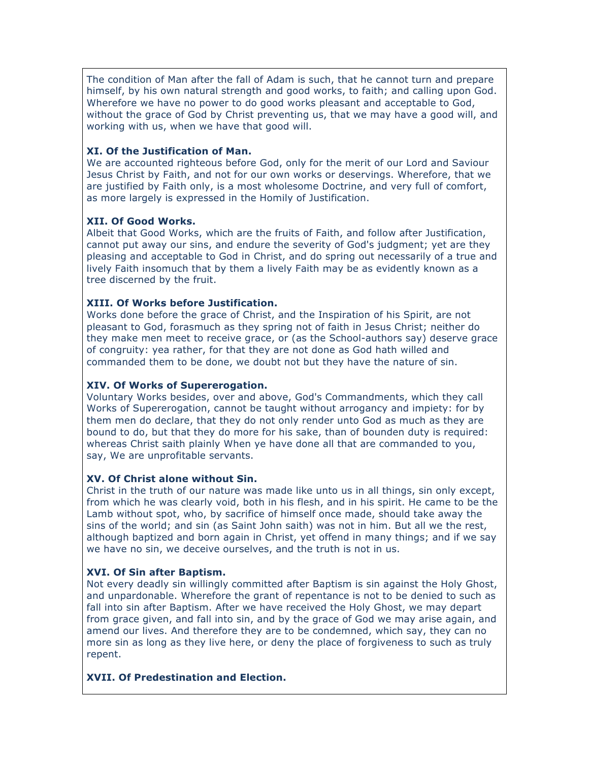The condition of Man after the fall of Adam is such, that he cannot turn and prepare himself, by his own natural strength and good works, to faith; and calling upon God. Wherefore we have no power to do good works pleasant and acceptable to God, without the grace of God by Christ preventing us, that we may have a good will, and working with us, when we have that good will.

**XI. Of the Justification of Man.**
We are accounted righteous before God, only for the merit of our Lord and Saviour Jesus Christ by Faith, and not for our own works or deservings. Wherefore, that we are justified by Faith only, is a most wholesome Doctrine, and very full of comfort, as more largely is expressed in the Homily of Justification.

**XII. Of Good Works.**
Albeit that Good Works, which are the fruits of Faith, and follow after Justification, cannot put away our sins, and endure the severity of God's judgment; yet are they pleasing and acceptable to God in Christ, and do spring out necessarily of a true and lively Faith insomuch that by them a lively Faith may be as evidently known as a tree discerned by the fruit.

**XIII. Of Works before Justification.**
Works done before the grace of Christ, and the Inspiration of his Spirit, are not pleasant to God, forasmuch as they spring not of faith in Jesus Christ; neither do they make men meet to receive grace, or (as the School-authors say) deserve grace of congruity: yea rather, for that they are not done as God hath willed and commanded them to be done, we doubt not but they have the nature of sin.

**XIV. Of Works of Supererogation.**
Voluntary Works besides, over and above, God's Commandments, which they call Works of Supererogation, cannot be taught without arrogancy and impiety: for by them men do declare, that they do not only render unto God as much as they are bound to do, but that they do more for his sake, than of bounden duty is required: whereas Christ saith plainly When ye have done all that are commanded to you, say, We are unprofitable servants.

**XV. Of Christ alone without Sin.**
Christ in the truth of our nature was made like unto us in all things, sin only except, from which he was clearly void, both in his flesh, and in his spirit. He came to be the Lamb without spot, who, by sacrifice of himself once made, should take away the sins of the world; and sin (as Saint John saith) was not in him. But all we the rest, although baptized and born again in Christ, yet offend in many things; and if we say we have no sin, we deceive ourselves, and the truth is not in us.

**XVI. Of Sin after Baptism.**
Not every deadly sin willingly committed after Baptism is sin against the Holy Ghost, and unpardonable. Wherefore the grant of repentance is not to be denied to such as fall into sin after Baptism. After we have received the Holy Ghost, we may depart from grace given, and fall into sin, and by the grace of God we may arise again, and amend our lives. And therefore they are to be condemned, which say, they can no more sin as long as they live here, or deny the place of forgiveness to such as truly repent.

**XVII. Of Predestination and Election.**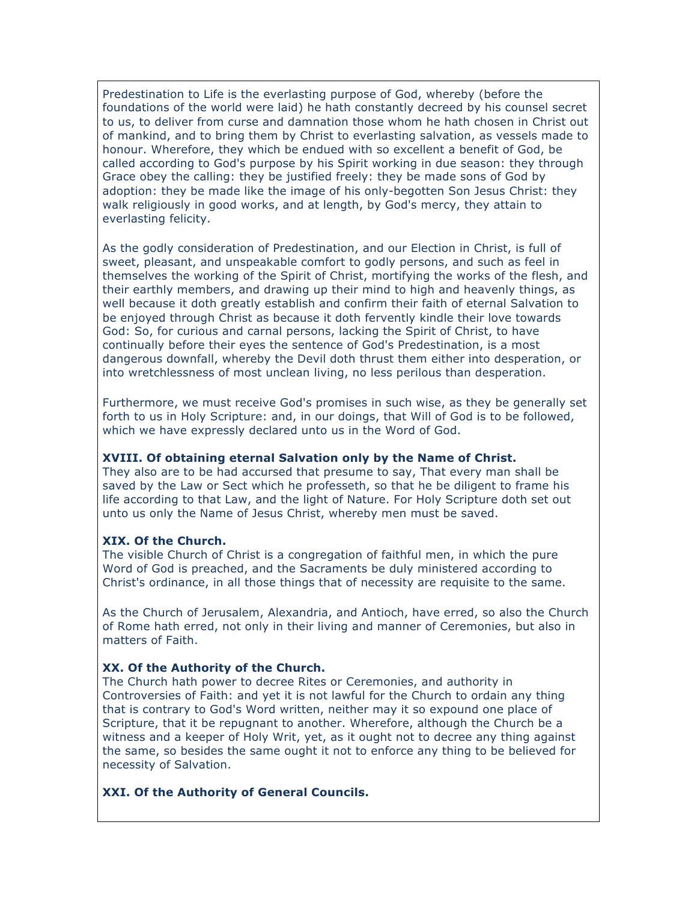Predestination to Life is the everlasting purpose of God, whereby (before the foundations of the world were laid) he hath constantly decreed by his counsel secret to us, to deliver from curse and damnation those whom he hath chosen in Christ out of mankind, and to bring them by Christ to everlasting salvation, as vessels made to honour. Wherefore, they which be endued with so excellent a benefit of God, be called according to God's purpose by his Spirit working in due season: they through Grace obey the calling: they be justified freely: they be made sons of God by adoption: they be made like the image of his only-begotten Son Jesus Christ: they walk religiously in good works, and at length, by God's mercy, they attain to everlasting felicity.

As the godly consideration of Predestination, and our Election in Christ, is full of sweet, pleasant, and unspeakable comfort to godly persons, and such as feel in themselves the working of the Spirit of Christ, mortifying the works of the flesh, and their earthly members, and drawing up their mind to high and heavenly things, as well because it doth greatly establish and confirm their faith of eternal Salvation to be enjoyed through Christ as because it doth fervently kindle their love towards God: So, for curious and carnal persons, lacking the Spirit of Christ, to have continually before their eyes the sentence of God's Predestination, is a most dangerous downfall, whereby the Devil doth thrust them either into desperation, or into wretchlessness of most unclean living, no less perilous than desperation.

Furthermore, we must receive God's promises in such wise, as they be generally set forth to us in Holy Scripture: and, in our doings, that Will of God is to be followed, which we have expressly declared unto us in the Word of God.

**XVIII. Of obtaining eternal Salvation only by the Name of Christ.**
They also are to be had accursed that presume to say, That every man shall be saved by the Law or Sect which he professeth, so that he be diligent to frame his life according to that Law, and the light of Nature. For Holy Scripture doth set out unto us only the Name of Jesus Christ, whereby men must be saved.

**XIX. Of the Church.**
The visible Church of Christ is a congregation of faithful men, in which the pure Word of God is preached, and the Sacraments be duly ministered according to Christ's ordinance, in all those things that of necessity are requisite to the same.

As the Church of Jerusalem, Alexandria, and Antioch, have erred, so also the Church of Rome hath erred, not only in their living and manner of Ceremonies, but also in matters of Faith.

**XX. Of the Authority of the Church.**
The Church hath power to decree Rites or Ceremonies, and authority in Controversies of Faith: and yet it is not lawful for the Church to ordain any thing that is contrary to God's Word written, neither may it so expound one place of Scripture, that it be repugnant to another. Wherefore, although the Church be a witness and a keeper of Holy Writ, yet, as it ought not to decree any thing against the same, so besides the same ought it not to enforce any thing to be believed for necessity of Salvation.

**XXI. Of the Authority of General Councils.**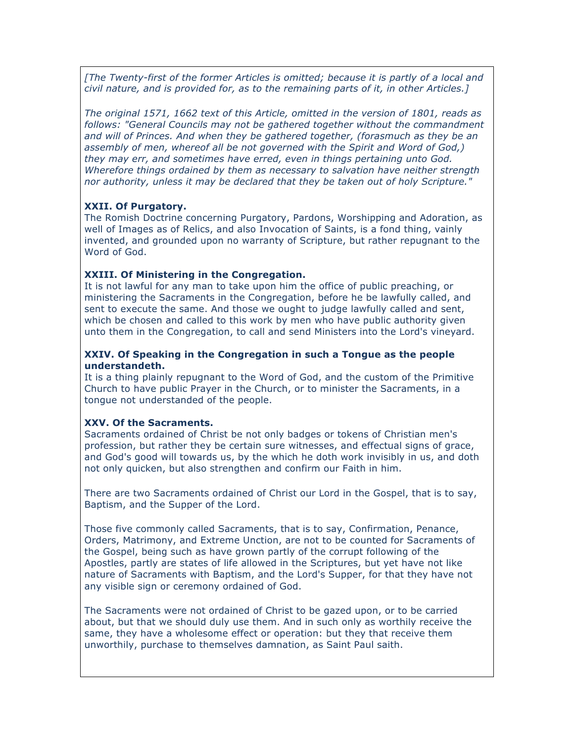*[The Twenty-first of the former Articles is omitted; because it is partly of a local and civil nature, and is provided for, as to the remaining parts of it, in other Articles.]*

*The original 1571, 1662 text of this Article, omitted in the version of 1801, reads as follows: "General Councils may not be gathered together without the commandment and will of Princes. And when they be gathered together, (forasmuch as they be an assembly of men, whereof all be not governed with the Spirit and Word of God,) they may err, and sometimes have erred, even in things pertaining unto God. Wherefore things ordained by them as necessary to salvation have neither strength nor authority, unless it may be declared that they be taken out of holy Scripture."*

**XXII. Of Purgatory.**
The Romish Doctrine concerning Purgatory, Pardons, Worshipping and Adoration, as well of Images as of Relics, and also Invocation of Saints, is a fond thing, vainly invented, and grounded upon no warranty of Scripture, but rather repugnant to the Word of God.

**XXIII. Of Ministering in the Congregation.**
It is not lawful for any man to take upon him the office of public preaching, or ministering the Sacraments in the Congregation, before he be lawfully called, and sent to execute the same. And those we ought to judge lawfully called and sent, which be chosen and called to this work by men who have public authority given unto them in the Congregation, to call and send Ministers into the Lord's vineyard.

**XXIV. Of Speaking in the Congregation in such a Tongue as the people understandeth.**
It is a thing plainly repugnant to the Word of God, and the custom of the Primitive Church to have public Prayer in the Church, or to minister the Sacraments, in a tongue not understanded of the people.

**XXV. Of the Sacraments.**
Sacraments ordained of Christ be not only badges or tokens of Christian men's profession, but rather they be certain sure witnesses, and effectual signs of grace, and God's good will towards us, by the which he doth work invisibly in us, and doth not only quicken, but also strengthen and confirm our Faith in him.

There are two Sacraments ordained of Christ our Lord in the Gospel, that is to say, Baptism, and the Supper of the Lord.

Those five commonly called Sacraments, that is to say, Confirmation, Penance, Orders, Matrimony, and Extreme Unction, are not to be counted for Sacraments of the Gospel, being such as have grown partly of the corrupt following of the Apostles, partly are states of life allowed in the Scriptures, but yet have not like nature of Sacraments with Baptism, and the Lord's Supper, for that they have not any visible sign or ceremony ordained of God.

The Sacraments were not ordained of Christ to be gazed upon, or to be carried about, but that we should duly use them. And in such only as worthily receive the same, they have a wholesome effect or operation: but they that receive them unworthily, purchase to themselves damnation, as Saint Paul saith.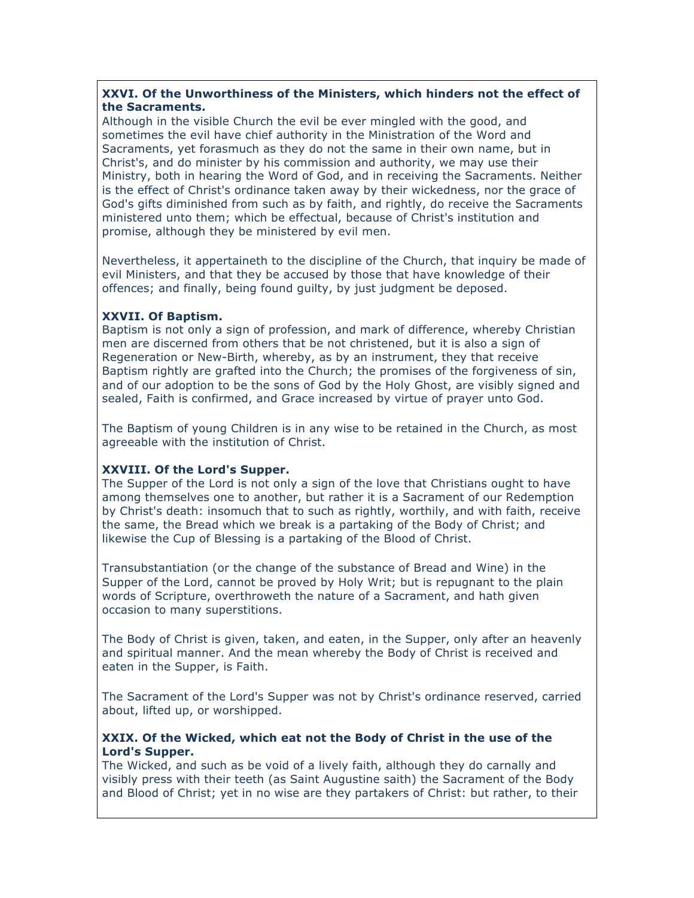**XXVI. Of the Unworthiness of the Ministers, which hinders not the effect of the Sacraments.**
Although in the visible Church the evil be ever mingled with the good, and sometimes the evil have chief authority in the Ministration of the Word and Sacraments, yet forasmuch as they do not the same in their own name, but in Christ's, and do minister by his commission and authority, we may use their Ministry, both in hearing the Word of God, and in receiving the Sacraments. Neither is the effect of Christ's ordinance taken away by their wickedness, nor the grace of God's gifts diminished from such as by faith, and rightly, do receive the Sacraments ministered unto them; which be effectual, because of Christ's institution and promise, although they be ministered by evil men.

Nevertheless, it appertaineth to the discipline of the Church, that inquiry be made of evil Ministers, and that they be accused by those that have knowledge of their offences; and finally, being found guilty, by just judgment be deposed.

**XXVII. Of Baptism.**
Baptism is not only a sign of profession, and mark of difference, whereby Christian men are discerned from others that be not christened, but it is also a sign of Regeneration or New-Birth, whereby, as by an instrument, they that receive Baptism rightly are grafted into the Church; the promises of the forgiveness of sin, and of our adoption to be the sons of God by the Holy Ghost, are visibly signed and sealed, Faith is confirmed, and Grace increased by virtue of prayer unto God.

The Baptism of young Children is in any wise to be retained in the Church, as most agreeable with the institution of Christ.

**XXVIII. Of the Lord's Supper.**
The Supper of the Lord is not only a sign of the love that Christians ought to have among themselves one to another, but rather it is a Sacrament of our Redemption by Christ's death: insomuch that to such as rightly, worthily, and with faith, receive the same, the Bread which we break is a partaking of the Body of Christ; and likewise the Cup of Blessing is a partaking of the Blood of Christ.

Transubstantiation (or the change of the substance of Bread and Wine) in the Supper of the Lord, cannot be proved by Holy Writ; but is repugnant to the plain words of Scripture, overthroweth the nature of a Sacrament, and hath given occasion to many superstitions.

The Body of Christ is given, taken, and eaten, in the Supper, only after an heavenly and spiritual manner. And the mean whereby the Body of Christ is received and eaten in the Supper, is Faith.

The Sacrament of the Lord's Supper was not by Christ's ordinance reserved, carried about, lifted up, or worshipped.

**XXIX. Of the Wicked, which eat not the Body of Christ in the use of the Lord's Supper.**
The Wicked, and such as be void of a lively faith, although they do carnally and visibly press with their teeth (as Saint Augustine saith) the Sacrament of the Body and Blood of Christ; yet in no wise are they partakers of Christ: but rather, to their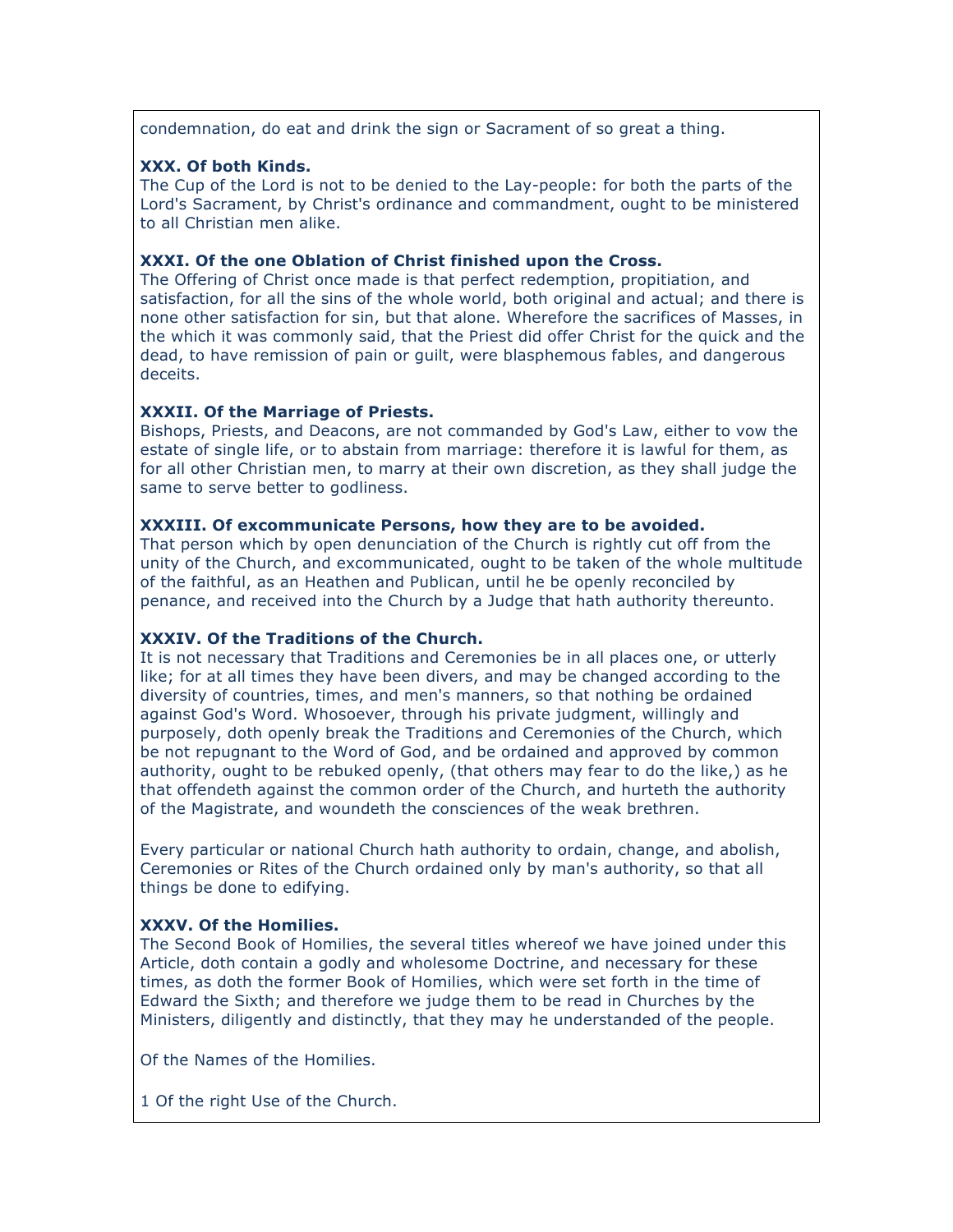condemnation, do eat and drink the sign or Sacrament of so great a thing.

**XXX. Of both Kinds.**
The Cup of the Lord is not to be denied to the Lay-people: for both the parts of the Lord's Sacrament, by Christ's ordinance and commandment, ought to be ministered to all Christian men alike.

**XXXI. Of the one Oblation of Christ finished upon the Cross.**
The Offering of Christ once made is that perfect redemption, propitiation, and satisfaction, for all the sins of the whole world, both original and actual; and there is none other satisfaction for sin, but that alone. Wherefore the sacrifices of Masses, in the which it was commonly said, that the Priest did offer Christ for the quick and the dead, to have remission of pain or guilt, were blasphemous fables, and dangerous deceits.

**XXXII. Of the Marriage of Priests.**
Bishops, Priests, and Deacons, are not commanded by God's Law, either to vow the estate of single life, or to abstain from marriage: therefore it is lawful for them, as for all other Christian men, to marry at their own discretion, as they shall judge the same to serve better to godliness.

**XXXIII. Of excommunicate Persons, how they are to be avoided.**
That person which by open denunciation of the Church is rightly cut off from the unity of the Church, and excommunicated, ought to be taken of the whole multitude of the faithful, as an Heathen and Publican, until he be openly reconciled by penance, and received into the Church by a Judge that hath authority thereunto.

**XXXIV. Of the Traditions of the Church.**
It is not necessary that Traditions and Ceremonies be in all places one, or utterly like; for at all times they have been divers, and may be changed according to the diversity of countries, times, and men's manners, so that nothing be ordained against God's Word. Whosoever, through his private judgment, willingly and purposely, doth openly break the Traditions and Ceremonies of the Church, which be not repugnant to the Word of God, and be ordained and approved by common authority, ought to be rebuked openly, (that others may fear to do the like,) as he that offendeth against the common order of the Church, and hurteth the authority of the Magistrate, and woundeth the consciences of the weak brethren.

Every particular or national Church hath authority to ordain, change, and abolish, Ceremonies or Rites of the Church ordained only by man's authority, so that all things be done to edifying.

**XXXV. Of the Homilies.**
The Second Book of Homilies, the several titles whereof we have joined under this Article, doth contain a godly and wholesome Doctrine, and necessary for these times, as doth the former Book of Homilies, which were set forth in the time of Edward the Sixth; and therefore we judge them to be read in Churches by the Ministers, diligently and distinctly, that they may he understanded of the people.

Of the Names of the Homilies.

1 Of the right Use of the Church.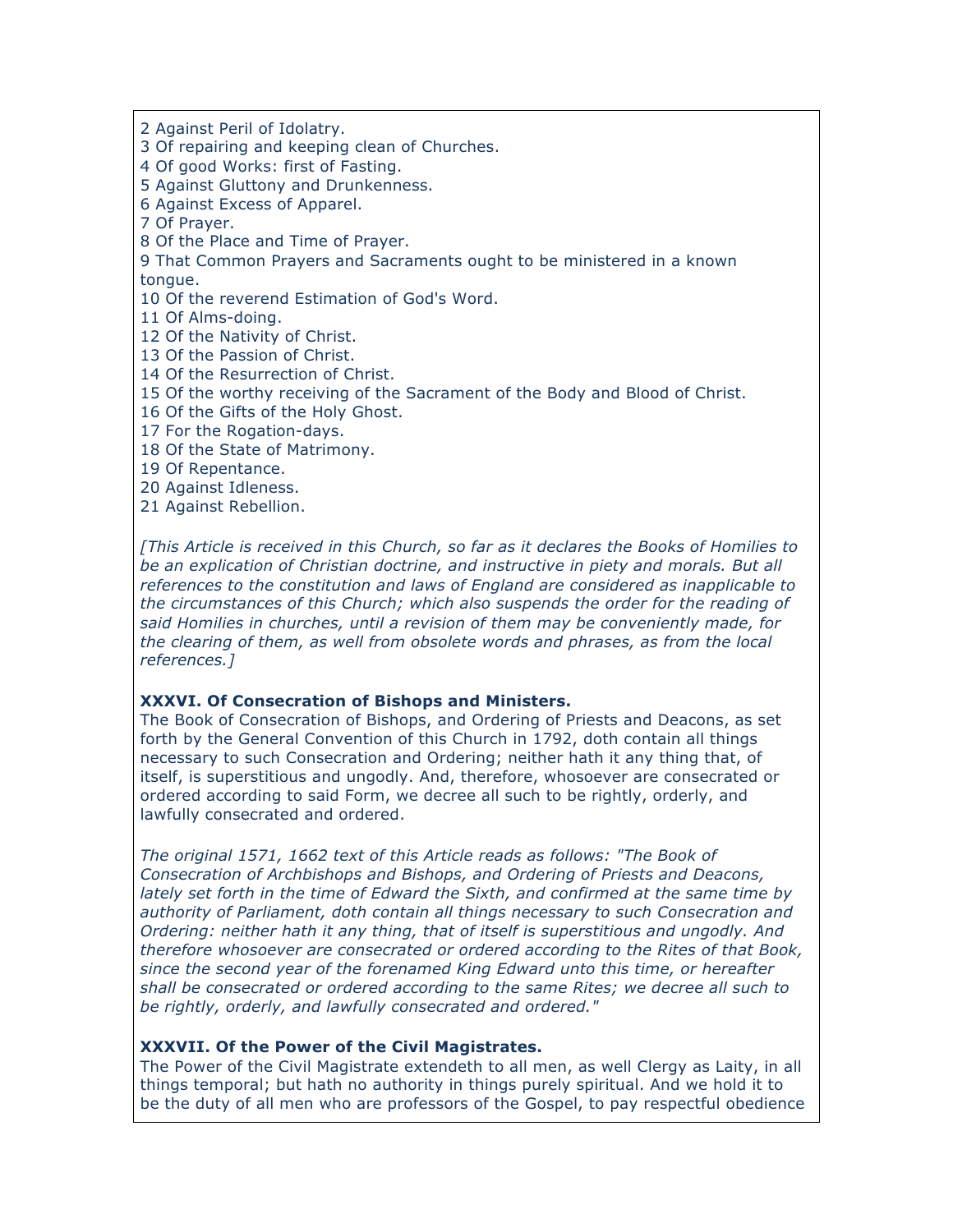2 Against Peril of Idolatry.  
3 Of repairing and keeping clean of Churches.  
4 Of good Works: first of Fasting.  
5 Against Gluttony and Drunkenness.  
6 Against Excess of Apparel.  
7 Of Prayer.  
8 Of the Place and Time of Prayer.  
9 That Common Prayers and Sacraments ought to be ministered in a known tongue.  
10 Of the reverend Estimation of God's Word.  
11 Of Alms-doing.  
12 Of the Nativity of Christ.  
13 Of the Passion of Christ.  
14 Of the Resurrection of Christ.  
15 Of the worthy receiving of the Sacrament of the Body and Blood of Christ.  
16 Of the Gifts of the Holy Ghost.  
17 For the Rogation-days.  
18 Of the State of Matrimony.  
19 Of Repentance.  
20 Against Idleness.  
21 Against Rebellion.

*[This Article is received in this Church, so far as it declares the Books of Homilies to be an explication of Christian doctrine, and instructive in piety and morals. But all references to the constitution and laws of England are considered as inapplicable to the circumstances of this Church; which also suspends the order for the reading of said Homilies in churches, until a revision of them may be conveniently made, for the clearing of them, as well from obsolete words and phrases, as from the local references.]*

**XXXVI. Of Consecration of Bishops and Ministers.**
The Book of Consecration of Bishops, and Ordering of Priests and Deacons, as set forth by the General Convention of this Church in 1792, doth contain all things necessary to such Consecration and Ordering; neither hath it any thing that, of itself, is superstitious and ungodly. And, therefore, whosoever are consecrated or ordered according to said Form, we decree all such to be rightly, orderly, and lawfully consecrated and ordered.

*The original 1571, 1662 text of this Article reads as follows: "The Book of Consecration of Archbishops and Bishops, and Ordering of Priests and Deacons, lately set forth in the time of Edward the Sixth, and confirmed at the same time by authority of Parliament, doth contain all things necessary to such Consecration and Ordering: neither hath it any thing, that of itself is superstitious and ungodly. And therefore whosoever are consecrated or ordered according to the Rites of that Book, since the second year of the forenamed King Edward unto this time, or hereafter shall be consecrated or ordered according to the same Rites; we decree all such to be rightly, orderly, and lawfully consecrated and ordered."*

**XXXVII. Of the Power of the Civil Magistrates.**
The Power of the Civil Magistrate extendeth to all men, as well Clergy as Laity, in all things temporal; but hath no authority in things purely spiritual. And we hold it to be the duty of all men who are professors of the Gospel, to pay respectful obedience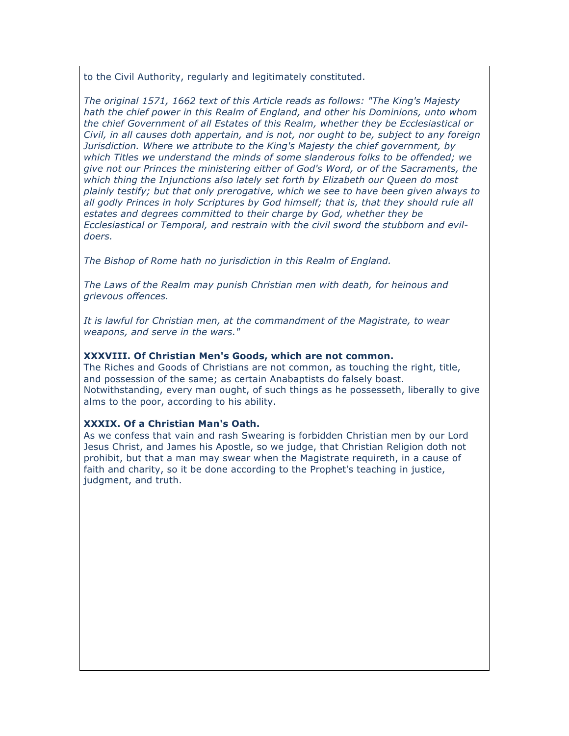to the Civil Authority, regularly and legitimately constituted.

*The original 1571, 1662 text of this Article reads as follows: "The King's Majesty hath the chief power in this Realm of England, and other his Dominions, unto whom the chief Government of all Estates of this Realm, whether they be Ecclesiastical or Civil, in all causes doth appertain, and is not, nor ought to be, subject to any foreign Jurisdiction. Where we attribute to the King's Majesty the chief government, by which Titles we understand the minds of some slanderous folks to be offended; we give not our Princes the ministering either of God's Word, or of the Sacraments, the which thing the Injunctions also lately set forth by Elizabeth our Queen do most plainly testify; but that only prerogative, which we see to have been given always to all godly Princes in holy Scriptures by God himself; that is, that they should rule all estates and degrees committed to their charge by God, whether they be Ecclesiastical or Temporal, and restrain with the civil sword the stubborn and evil-doers.*

*The Bishop of Rome hath no jurisdiction in this Realm of England.*

*The Laws of the Realm may punish Christian men with death, for heinous and grievous offences.*

*It is lawful for Christian men, at the commandment of the Magistrate, to wear weapons, and serve in the wars."*

**XXXVIII. Of Christian Men's Goods, which are not common.**
The Riches and Goods of Christians are not common, as touching the right, title, and possession of the same; as certain Anabaptists do falsely boast. Notwithstanding, every man ought, of such things as he possesseth, liberally to give alms to the poor, according to his ability.

**XXXIX. Of a Christian Man's Oath.**
As we confess that vain and rash Swearing is forbidden Christian men by our Lord Jesus Christ, and James his Apostle, so we judge, that Christian Religion doth not prohibit, but that a man may swear when the Magistrate requireth, in a cause of faith and charity, so it be done according to the Prophet's teaching in justice, judgment, and truth.